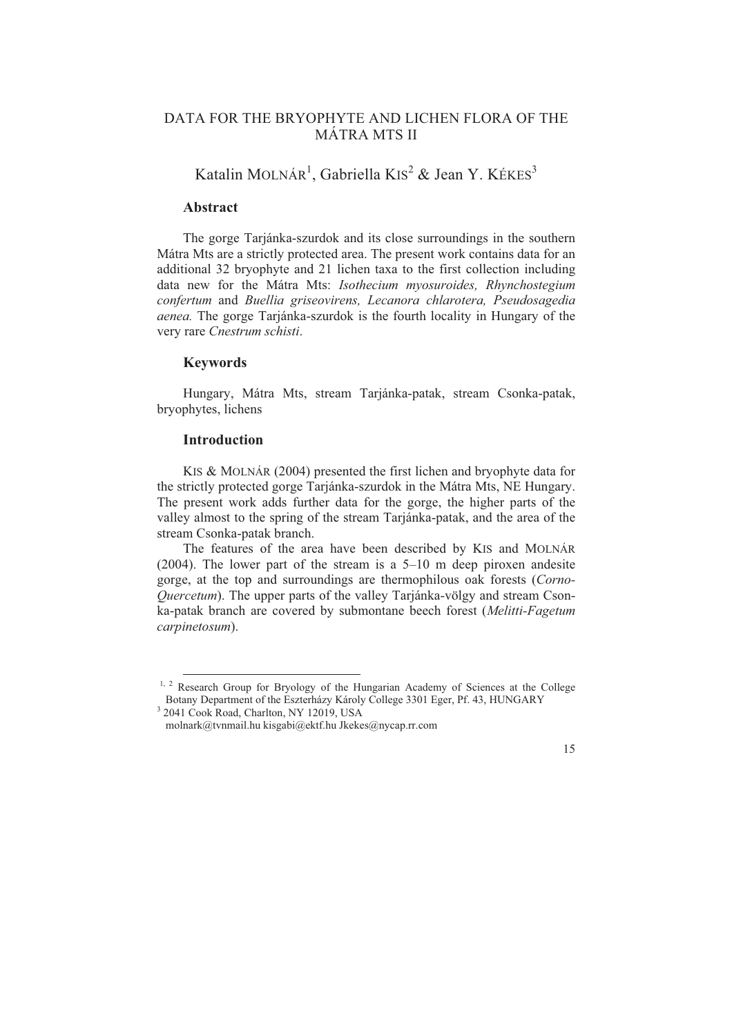# DATA FOR THE BRYOPHYTE AND LICHEN FLORA OF THE MÁTRA MTS II

Katalin MOLNÁR[1], Gabriella KIS[2] & Jean Y. KÉKES[3]

## Abstract

The gorge Tarjánka-szurdok and its close surroundings in the southern Mátra Mts are a strictly protected area. The present work contains data for an additional 32 bryophyte and 21 lichen taxa to the first collection including data new for the Mátra Mts: *Isothecium myosuroides, Rhynchostegium confertum* and *Buellia griseovirens, Lecanora chlarotera, Pseudosagedia aenea.* The gorge Tarjánka-szurdok is the fourth locality in Hungary of the very rare *Cnestrum schisti*.

## Keywords

Hungary, Mátra Mts, stream Tarjánka-patak, stream Csonka-patak, bryophytes, lichens

## Introduction

KIS & MOLNÁR (2004) presented the first lichen and bryophyte data for the strictly protected gorge Tarjánka-szurdok in the Mátra Mts, NE Hungary. The present work adds further data for the gorge, the higher parts of the valley almost to the spring of the stream Tarjánka-patak, and the area of the stream Csonka-patak branch.

The features of the area have been described by KIS and MOLNÁR (2004). The lower part of the stream is a 5–10 m deep piroxen andesite gorge, at the top and surroundings are thermophilous oak forests (*Corno-Quercetum*). The upper parts of the valley Tarjánka-völgy and stream Csonka-patak branch are covered by submontane beech forest (*Melitti-Fagetum carpinetosum*).

---

[1, 2] Research Group for Bryology of the Hungarian Academy of Sciences at the College Botany Department of the Eszterházy Károly College 3301 Eger, Pf. 43, HUNGARY

[3] 2041 Cook Road, Charlton, NY 12019, USA

molnark@tvnmail.hu kisgabi@ektf.hu Jkekes@nycap.rr.com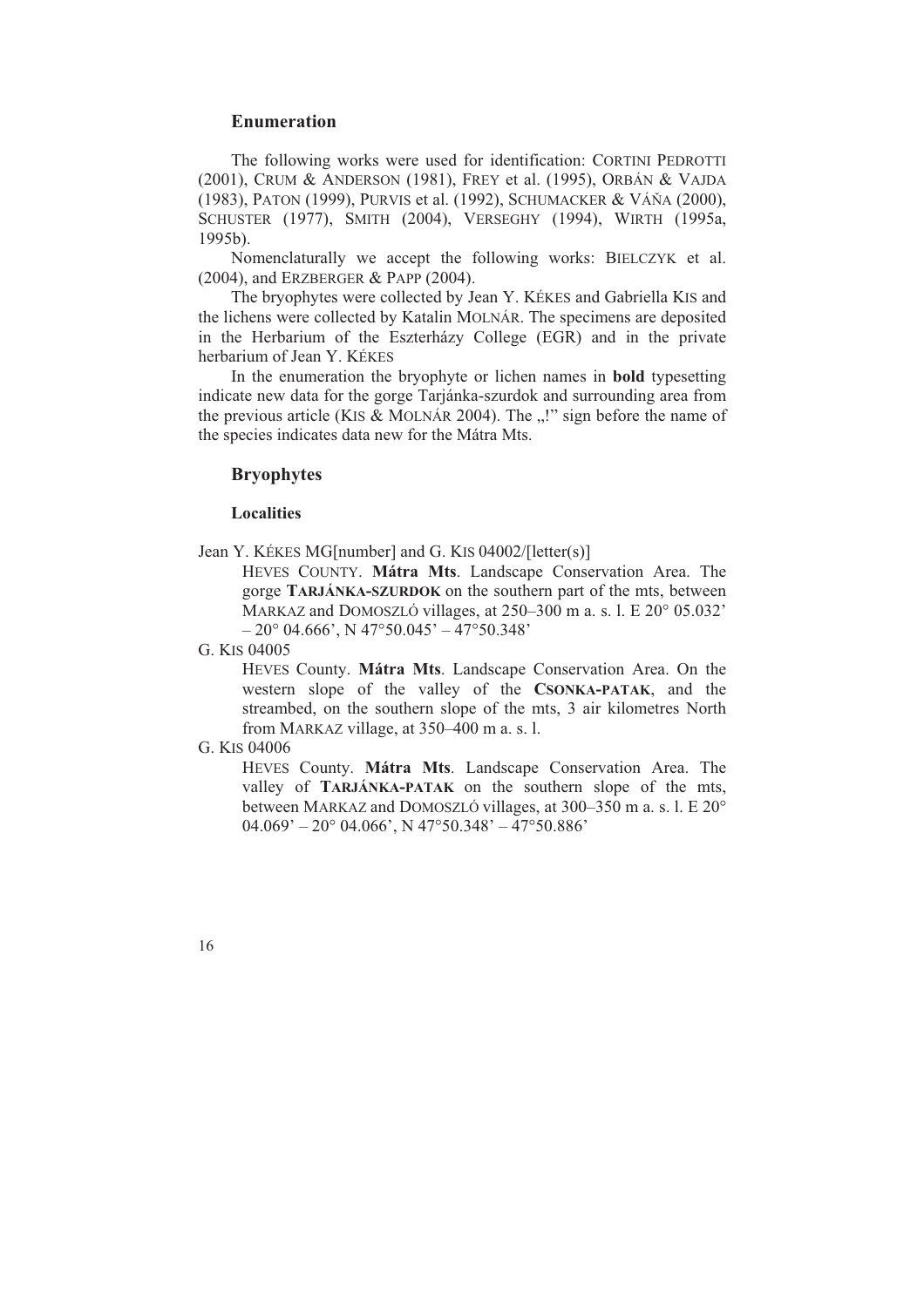## Enumeration

The following works were used for identification: CORTINI PEDROTTI (2001), CRUM & ANDERSON (1981), FREY et al. (1995), ORBÁN & VAJDA (1983), PATON (1999), PURVIS et al. (1992), SCHUMACKER & VÁŇA (2000), SCHUSTER (1977), SMITH (2004), VERSEGHY (1994), WIRTH (1995a, 1995b).

Nomenclaturally we accept the following works: BIELCZYK et al. (2004), and ERZBERGER & PAPP (2004).

The bryophytes were collected by Jean Y. KÉKES and Gabriella KIS and the lichens were collected by Katalin MOLNÁR. The specimens are deposited in the Herbarium of the Eszterházy College (EGR) and in the private herbarium of Jean Y. KÉKES

In the enumeration the bryophyte or lichen names in **bold** typesetting indicate new data for the gorge Tarjánka-szurdok and surrounding area from the previous article (KIS & MOLNÁR 2004). The „!" sign before the name of the species indicates data new for the Mátra Mts.

## Bryophytes

### Localities

Jean Y. KÉKES MG[number] and G. KIS 04002/[letter(s)]

HEVES COUNTY. **Mátra Mts**. Landscape Conservation Area. The gorge **TARJÁNKA-SZURDOK** on the southern part of the mts, between MARKAZ and DOMOSZLÓ villages, at 250–300 m a. s. l. E 20° 05.032' – 20° 04.666', N 47°50.045' – 47°50.348'

G. KIS 04005

HEVES County. **Mátra Mts**. Landscape Conservation Area. On the western slope of the valley of the **CSONKA-PATAK**, and the streambed, on the southern slope of the mts, 3 air kilometres North from MARKAZ village, at 350–400 m a. s. l.

G. KIS 04006

HEVES County. **Mátra Mts**. Landscape Conservation Area. The valley of **TARJÁNKA-PATAK** on the southern slope of the mts, between MARKAZ and DOMOSZLÓ villages, at 300–350 m a. s. l. E 20° 04.069' – 20° 04.066', N 47°50.348' – 47°50.886'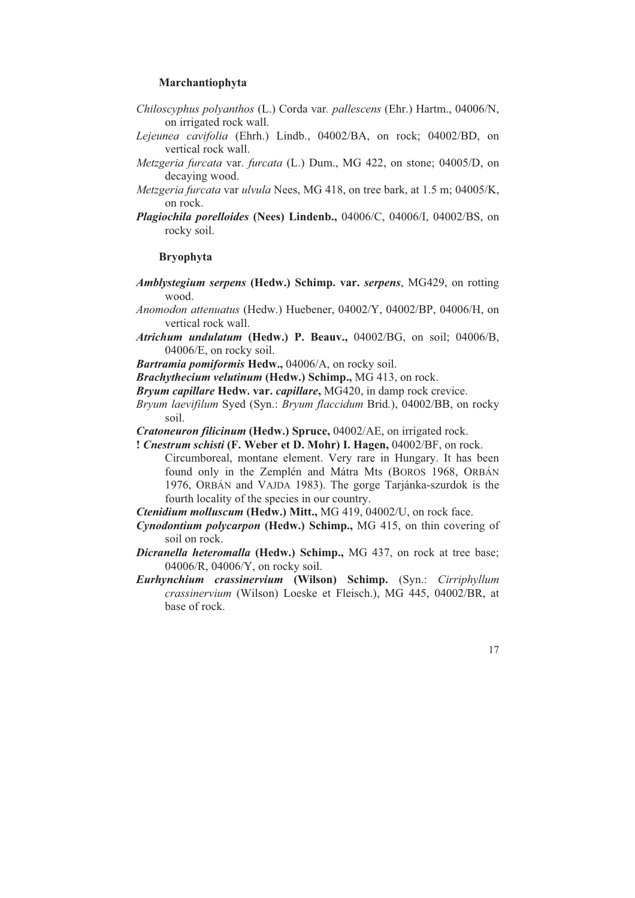**Marchantiophyta**

*Chiloscyphus polyanthos* (L.) Corda var. *pallescens* (Ehr.) Hartm., 04006/N, on irrigated rock wall.

*Lejeunea cavifolia* (Ehrh.) Lindb., 04002/BA, on rock; 04002/BD, on vertical rock wall.

*Metzgeria furcata* var. *furcata* (L.) Dum., MG 422, on stone; 04005/D, on decaying wood.

*Metzgeria furcata* var *ulvula* Nees, MG 418, on tree bark, at 1.5 m; 04005/K, on rock.

***Plagiochila porelloides* (Nees) Lindenb.,** 04006/C, 04006/I, 04002/BS, on rocky soil.

**Bryophyta**

***Amblystegium serpens* (Hedw.) Schimp. var. *serpens*,** MG429, on rotting wood.

*Anomodon attenuatus* (Hedw.) Huebener, 04002/Y, 04002/BP, 04006/H, on vertical rock wall.

***Atrichum undulatum* (Hedw.) P. Beauv.,** 04002/BG, on soil; 04006/B, 04006/E, on rocky soil.

***Bartramia pomiformis* Hedw.,** 04006/A, on rocky soil.

***Brachythecium velutinum* (Hedw.) Schimp.,** MG 413, on rock.

***Bryum capillare* Hedw. var. *capillare*,** MG420, in damp rock crevice.

*Bryum laevifilum* Syed (Syn.: *Bryum flaccidum* Brid.), 04002/BB, on rocky soil.

***Cratoneuron filicinum* (Hedw.) Spruce,** 04002/AE, on irrigated rock.

**! *Cnestrum schisti* (F. Weber et D. Mohr) I. Hagen,** 04002/BF, on rock.
Circumboreal, montane element. Very rare in Hungary. It has been found only in the Zemplén and Mátra Mts (Boros 1968, Orbán 1976, Orbán and Vajda 1983). The gorge Tarjánka-szurdok is the fourth locality of the species in our country.

***Ctenidium molluscum* (Hedw.) Mitt.,** MG 419, 04002/U, on rock face.

***Cynodontium polycarpon* (Hedw.) Schimp.,** MG 415, on thin covering of soil on rock.

***Dicranella heteromalla* (Hedw.) Schimp.,** MG 437, on rock at tree base; 04006/R, 04006/Y, on rocky soil.

***Eurhynchium crassinervium* (Wilson) Schimp.** (Syn.: *Cirriphyllum crassinervium* (Wilson) Loeske et Fleisch.), MG 445, 04002/BR, at base of rock.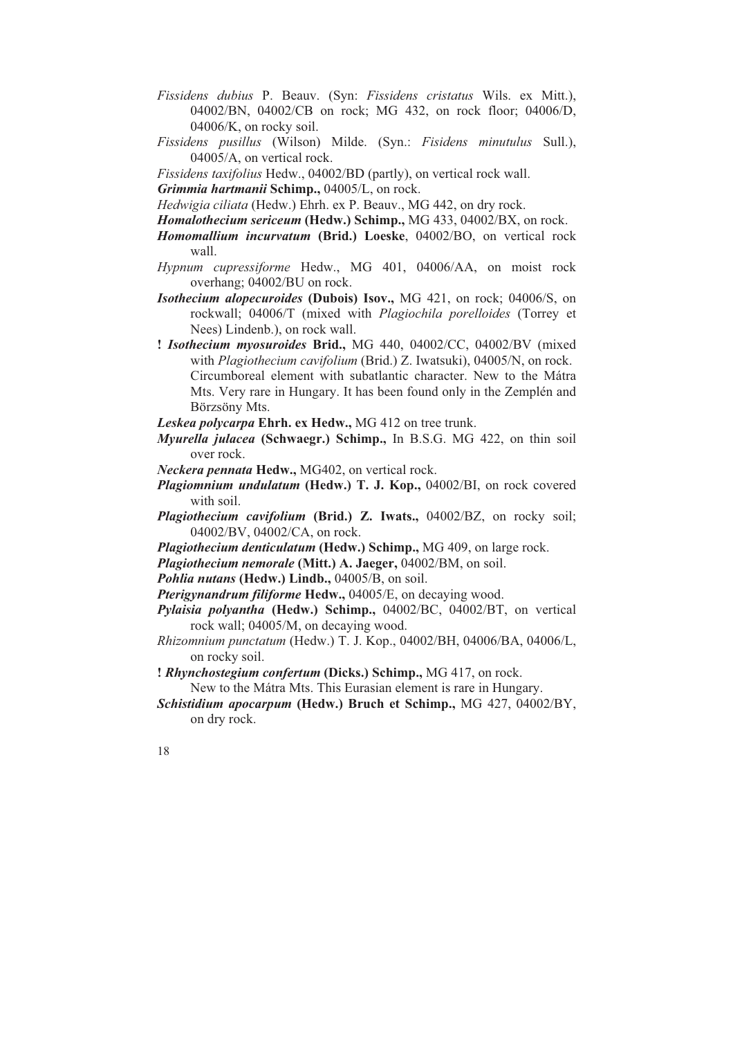*Fissidens dubius* P. Beauv. (Syn: *Fissidens cristatus* Wils. ex Mitt.), 04002/BN, 04002/CB on rock; MG 432, on rock floor; 04006/D, 04006/K, on rocky soil.

*Fissidens pusillus* (Wilson) Milde. (Syn.: *Fisidens minutulus* Sull.), 04005/A, on vertical rock.

*Fissidens taxifolius* Hedw., 04002/BD (partly), on vertical rock wall.

***Grimmia hartmanii* Schimp.,** 04005/L, on rock.

*Hedwigia ciliata* (Hedw.) Ehrh. ex P. Beauv., MG 442, on dry rock.

***Homalothecium sericeum* (Hedw.) Schimp.,** MG 433, 04002/BX, on rock.

***Homomallium incurvatum* (Brid.) Loeske**, 04002/BO, on vertical rock wall.

*Hypnum cupressiforme* Hedw., MG 401, 04006/AA, on moist rock overhang; 04002/BU on rock.

***Isothecium alopecuroides* (Dubois) Isov.,** MG 421, on rock; 04006/S, on rockwall; 04006/T (mixed with *Plagiochila porelloides* (Torrey et Nees) Lindenb.), on rock wall.

**! *Isothecium myosuroides* Brid.,** MG 440, 04002/CC, 04002/BV (mixed with *Plagiothecium cavifolium* (Brid.) Z. Iwatsuki), 04005/N, on rock. Circumboreal element with subatlantic character. New to the Mátra Mts. Very rare in Hungary. It has been found only in the Zemplén and Börzsöny Mts.

***Leskea polycarpa* Ehrh. ex Hedw.,** MG 412 on tree trunk.

***Myurella julacea* (Schwaegr.) Schimp.,** In B.S.G. MG 422, on thin soil over rock.

***Neckera pennata* Hedw.,** MG402, on vertical rock.

***Plagiomnium undulatum* (Hedw.) T. J. Kop.,** 04002/BI, on rock covered with soil.

***Plagiothecium cavifolium* (Brid.) Z. Iwats.,** 04002/BZ, on rocky soil; 04002/BV, 04002/CA, on rock.

***Plagiothecium denticulatum* (Hedw.) Schimp.,** MG 409, on large rock.

***Plagiothecium nemorale* (Mitt.) A. Jaeger,** 04002/BM, on soil.

***Pohlia nutans* (Hedw.) Lindb.,** 04005/B, on soil.

***Pterigynandrum filiforme* Hedw.,** 04005/E, on decaying wood.

***Pylaisia polyantha* (Hedw.) Schimp.,** 04002/BC, 04002/BT, on vertical rock wall; 04005/M, on decaying wood.

*Rhizomnium punctatum* (Hedw.) T. J. Kop., 04002/BH, 04006/BA, 04006/L, on rocky soil.

**! *Rhynchostegium confertum* (Dicks.) Schimp.,** MG 417, on rock. New to the Mátra Mts. This Eurasian element is rare in Hungary.

***Schistidium apocarpum* (Hedw.) Bruch et Schimp.,** MG 427, 04002/BY, on dry rock.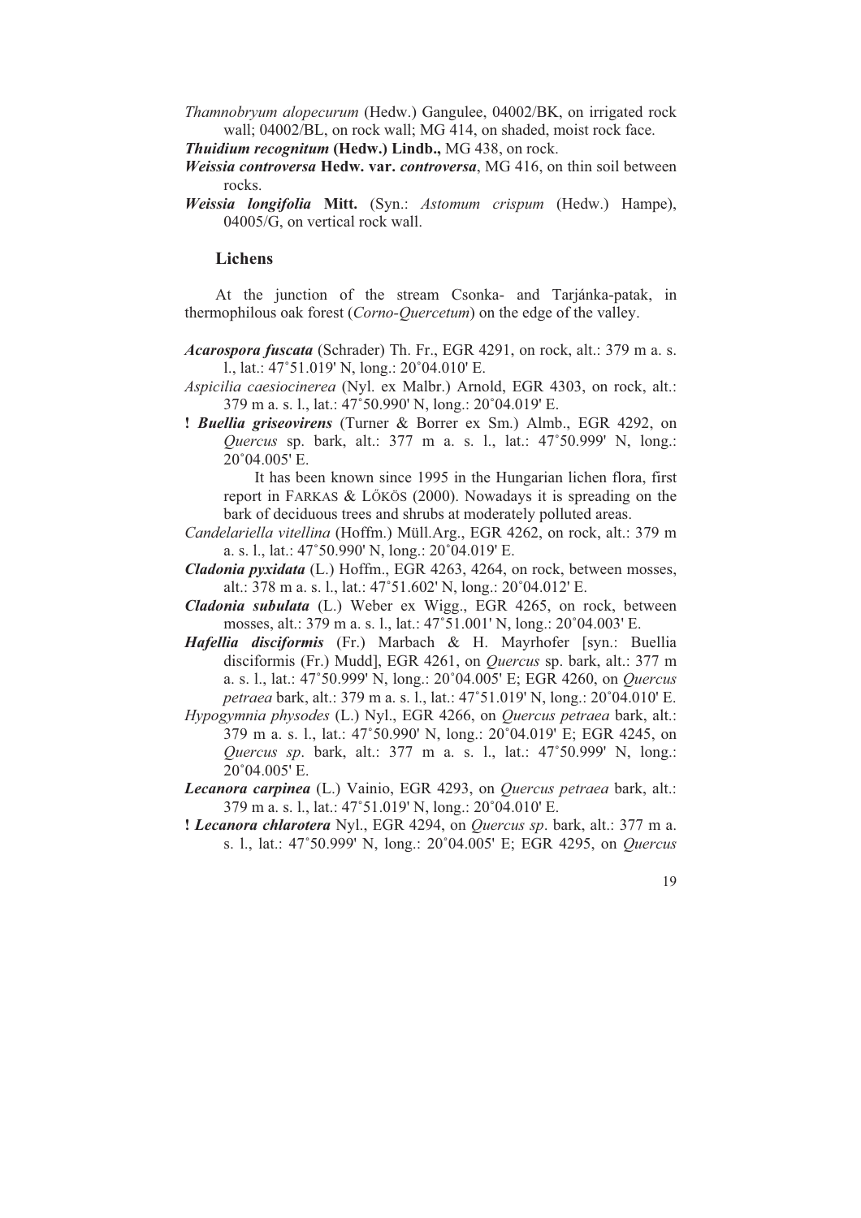*Thamnobryum alopecurum* (Hedw.) Gangulee, 04002/BK, on irrigated rock wall; 04002/BL, on rock wall; MG 414, on shaded, moist rock face.

***Thuidium recognitum* (Hedw.) Lindb.,** MG 438, on rock.

***Weissia controversa* Hedw. var. *controversa***, MG 416, on thin soil between rocks.

***Weissia longifolia* Mitt.** (Syn.: *Astomum crispum* (Hedw.) Hampe), 04005/G, on vertical rock wall.

## Lichens

At the junction of the stream Csonka- and Tarjánka-patak, in thermophilous oak forest (*Corno-Quercetum*) on the edge of the valley.

***Acarospora fuscata*** (Schrader) Th. Fr., EGR 4291, on rock, alt.: 379 m a. s. l., lat.: 47˚51.019' N, long.: 20˚04.010' E.

*Aspicilia caesiocinerea* (Nyl. ex Malbr.) Arnold, EGR 4303, on rock, alt.: 379 m a. s. l., lat.: 47˚50.990' N, long.: 20˚04.019' E.

**!** ***Buellia griseovirens*** (Turner & Borrer ex Sm.) Almb., EGR 4292, on *Quercus* sp. bark, alt.: 377 m a. s. l., lat.: 47˚50.999' N, long.: 20˚04.005' E.

It has been known since 1995 in the Hungarian lichen flora, first report in FARKAS & LŐKÖS (2000). Nowadays it is spreading on the bark of deciduous trees and shrubs at moderately polluted areas.

*Candelariella vitellina* (Hoffm.) Müll.Arg., EGR 4262, on rock, alt.: 379 m a. s. l., lat.: 47˚50.990' N, long.: 20˚04.019' E.

***Cladonia pyxidata*** (L.) Hoffm., EGR 4263, 4264, on rock, between mosses, alt.: 378 m a. s. l., lat.: 47˚51.602' N, long.: 20˚04.012' E.

***Cladonia subulata*** (L.) Weber ex Wigg., EGR 4265, on rock, between mosses, alt.: 379 m a. s. l., lat.: 47˚51.001' N, long.: 20˚04.003' E.

***Hafellia disciformis*** (Fr.) Marbach & H. Mayrhofer [syn.: Buellia disciformis (Fr.) Mudd], EGR 4261, on *Quercus* sp. bark, alt.: 377 m a. s. l., lat.: 47˚50.999' N, long.: 20˚04.005' E; EGR 4260, on *Quercus petraea* bark, alt.: 379 m a. s. l., lat.: 47˚51.019' N, long.: 20˚04.010' E.

*Hypogymnia physodes* (L.) Nyl., EGR 4266, on *Quercus petraea* bark, alt.: 379 m a. s. l., lat.: 47˚50.990' N, long.: 20˚04.019' E; EGR 4245, on *Quercus sp.* bark, alt.: 377 m a. s. l., lat.: 47˚50.999' N, long.: 20˚04.005' E.

***Lecanora carpinea*** (L.) Vainio, EGR 4293, on *Quercus petraea* bark, alt.: 379 m a. s. l., lat.: 47˚51.019' N, long.: 20˚04.010' E.

**!** ***Lecanora chlarotera*** Nyl., EGR 4294, on *Quercus sp*. bark, alt.: 377 m a. s. l., lat.: 47˚50.999' N, long.: 20˚04.005' E; EGR 4295, on *Quercus*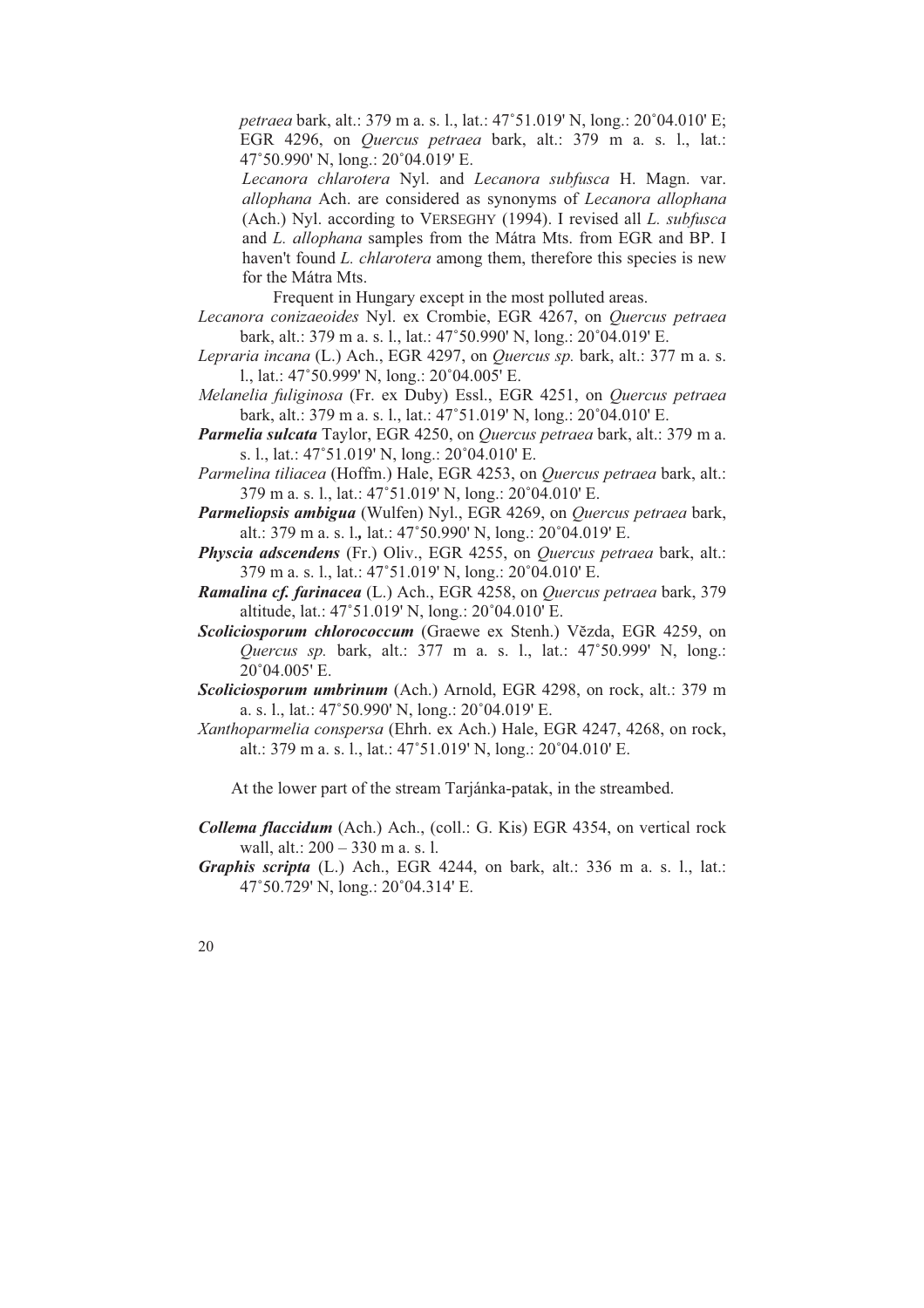*petraea* bark, alt.: 379 m a. s. l., lat.: 47˚51.019' N, long.: 20˚04.010' E; EGR 4296, on *Quercus petraea* bark, alt.: 379 m a. s. l., lat.: 47˚50.990' N, long.: 20˚04.019' E.

*Lecanora chlarotera* Nyl. and *Lecanora subfusca* H. Magn. var. *allophana* Ach. are considered as synonyms of *Lecanora allophana* (Ach.) Nyl. according to VERSEGHY (1994). I revised all *L. subfusca* and *L. allophana* samples from the Mátra Mts. from EGR and BP. I haven't found *L. chlarotera* among them, therefore this species is new for the Mátra Mts.

Frequent in Hungary except in the most polluted areas.

*Lecanora conizaeoides* Nyl. ex Crombie, EGR 4267, on *Quercus petraea* bark, alt.: 379 m a. s. l., lat.: 47˚50.990' N, long.: 20˚04.019' E.

*Lepraria incana* (L.) Ach., EGR 4297, on *Quercus sp.* bark, alt.: 377 m a. s. l., lat.: 47˚50.999' N, long.: 20˚04.005' E.

*Melanelia fuliginosa* (Fr. ex Duby) Essl., EGR 4251, on *Quercus petraea* bark, alt.: 379 m a. s. l., lat.: 47˚51.019' N, long.: 20˚04.010' E.

***Parmelia sulcata*** Taylor, EGR 4250, on *Quercus petraea* bark, alt.: 379 m a. s. l., lat.: 47˚51.019' N, long.: 20˚04.010' E.

*Parmelina tiliacea* (Hoffm.) Hale, EGR 4253, on *Quercus petraea* bark, alt.: 379 m a. s. l., lat.: 47˚51.019' N, long.: 20˚04.010' E.

***Parmeliopsis ambigua*** (Wulfen) Nyl., EGR 4269, on *Quercus petraea* bark, alt.: 379 m a. s. l.**,** lat.: 47˚50.990' N, long.: 20˚04.019' E.

***Physcia adscendens*** (Fr.) Oliv., EGR 4255, on *Quercus petraea* bark, alt.: 379 m a. s. l., lat.: 47˚51.019' N, long.: 20˚04.010' E.

***Ramalina cf. farinacea*** (L.) Ach., EGR 4258, on *Quercus petraea* bark, 379 altitude, lat.: 47˚51.019' N, long.: 20˚04.010' E.

***Scoliciosporum chlorococcum*** (Graewe ex Stenh.) Vězda, EGR 4259, on *Quercus sp.* bark, alt.: 377 m a. s. l., lat.: 47˚50.999' N, long.: 20˚04.005' E.

***Scoliciosporum umbrinum*** (Ach.) Arnold, EGR 4298, on rock, alt.: 379 m a. s. l., lat.: 47˚50.990' N, long.: 20˚04.019' E.

*Xanthoparmelia conspersa* (Ehrh. ex Ach.) Hale, EGR 4247, 4268, on rock, alt.: 379 m a. s. l., lat.: 47˚51.019' N, long.: 20˚04.010' E.

At the lower part of the stream Tarjánka-patak, in the streambed.

***Collema flaccidum*** (Ach.) Ach., (coll.: G. Kis) EGR 4354, on vertical rock wall, alt.: 200 – 330 m a. s. l.

***Graphis scripta*** (L.) Ach., EGR 4244, on bark, alt.: 336 m a. s. l., lat.: 47˚50.729' N, long.: 20˚04.314' E.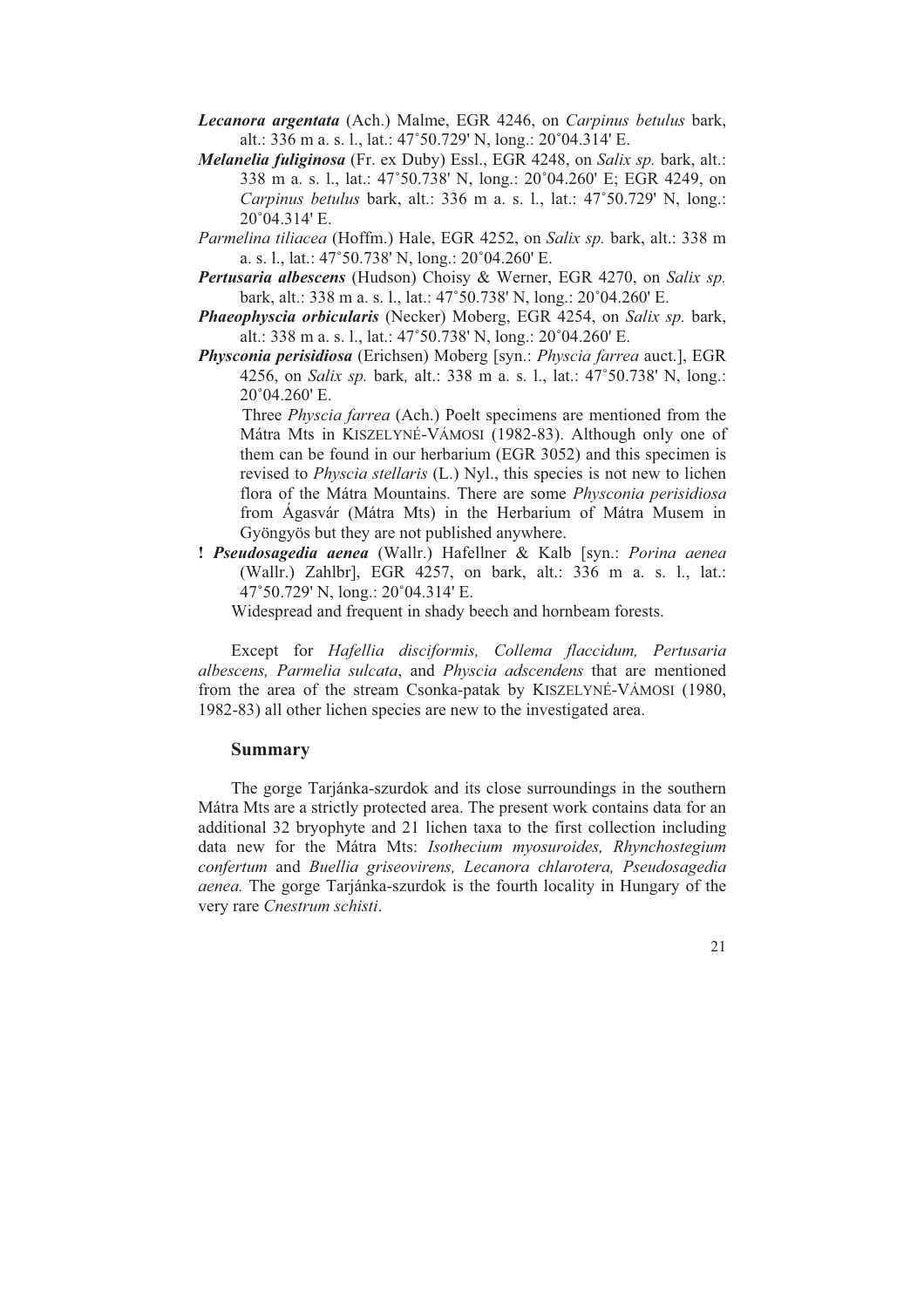***Lecanora argentata*** (Ach.) Malme, EGR 4246, on *Carpinus betulus* bark, alt.: 336 m a. s. l., lat.: 47˚50.729' N, long.: 20˚04.314' E.

***Melanelia fuliginosa*** (Fr. ex Duby) Essl., EGR 4248, on *Salix sp.* bark, alt.: 338 m a. s. l., lat.: 47˚50.738' N, long.: 20˚04.260' E; EGR 4249, on *Carpinus betulus* bark, alt.: 336 m a. s. l., lat.: 47˚50.729' N, long.: 20˚04.314' E.

*Parmelina tiliacea* (Hoffm.) Hale, EGR 4252, on *Salix sp.* bark, alt.: 338 m a. s. l., lat.: 47˚50.738' N, long.: 20˚04.260' E.

***Pertusaria albescens*** (Hudson) Choisy & Werner, EGR 4270, on *Salix sp.* bark, alt.: 338 m a. s. l., lat.: 47˚50.738' N, long.: 20˚04.260' E.

***Phaeophyscia orbicularis*** (Necker) Moberg, EGR 4254, on *Salix sp.* bark, alt.: 338 m a. s. l., lat.: 47˚50.738' N, long.: 20˚04.260' E.

***Physconia perisidiosa*** (Erichsen) Moberg [syn.: *Physcia farrea* auct.], EGR 4256, on *Salix sp.* bark*,* alt.: 338 m a. s. l., lat.: 47˚50.738' N, long.: 20˚04.260' E.

Three *Physcia farrea* (Ach.) Poelt specimens are mentioned from the Mátra Mts in KISZELYNÉ-VÁMOSI (1982-83). Although only one of them can be found in our herbarium (EGR 3052) and this specimen is revised to *Physcia stellaris* (L.) Nyl., this species is not new to lichen flora of the Mátra Mountains. There are some *Physconia perisidiosa* from Ágasvár (Mátra Mts) in the Herbarium of Mátra Musem in Gyöngyös but they are not published anywhere.

**!** ***Pseudosagedia aenea*** (Wallr.) Hafellner & Kalb [syn.: *Porina aenea* (Wallr.) Zahlbr], EGR 4257, on bark, alt.: 336 m a. s. l., lat.: 47˚50.729' N, long.: 20˚04.314' E.

Widespread and frequent in shady beech and hornbeam forests.

Except for *Hafellia disciformis, Collema flaccidum, Pertusaria albescens, Parmelia sulcata*, and *Physcia adscendens* that are mentioned from the area of the stream Csonka-patak by KISZELYNÉ-VÁMOSI (1980, 1982-83) all other lichen species are new to the investigated area.

## Summary

The gorge Tarjánka-szurdok and its close surroundings in the southern Mátra Mts are a strictly protected area. The present work contains data for an additional 32 bryophyte and 21 lichen taxa to the first collection including data new for the Mátra Mts: *Isothecium myosuroides, Rhynchostegium confertum* and *Buellia griseovirens, Lecanora chlarotera, Pseudosagedia aenea.* The gorge Tarjánka-szurdok is the fourth locality in Hungary of the very rare *Cnestrum schisti*.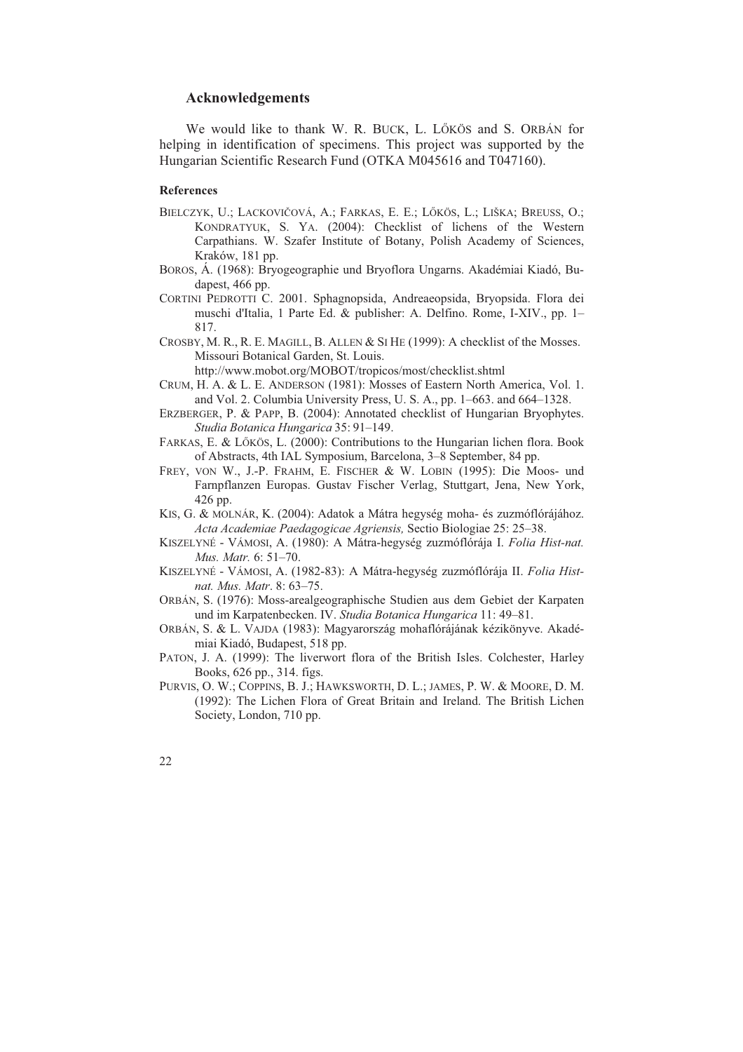## Acknowledgements

We would like to thank W. R. BUCK, L. LŐKÖS and S. ORBÁN for helping in identification of specimens. This project was supported by the Hungarian Scientific Research Fund (OTKA M045616 and T047160).

### References

BIELCZYK, U.; LACKOVIČOVÁ, A.; FARKAS, E. E.; LŐKÖS, L.; LIŠKA; BREUSS, O.; KONDRATYUK, S. YA. (2004): Checklist of lichens of the Western Carpathians. W. Szafer Institute of Botany, Polish Academy of Sciences, Kraków, 181 pp.

BOROS, Á. (1968): Bryogeographie und Bryoflora Ungarns. Akadémiai Kiadó, Budapest, 466 pp.

CORTINI PEDROTTI C. 2001. Sphagnopsida, Andreaeopsida, Bryopsida. Flora dei muschi d'Italia, 1 Parte Ed. & publisher: A. Delfino. Rome, I-XIV., pp. 1–817.

CROSBY, M. R., R. E. MAGILL, B. ALLEN & SI HE (1999): A checklist of the Mosses. Missouri Botanical Garden, St. Louis. http://www.mobot.org/MOBOT/tropicos/most/checklist.shtml

CRUM, H. A. & L. E. ANDERSON (1981): Mosses of Eastern North America, Vol. 1. and Vol. 2. Columbia University Press, U. S. A., pp. 1–663. and 664–1328.

ERZBERGER, P. & PAPP, B. (2004): Annotated checklist of Hungarian Bryophytes. *Studia Botanica Hungarica* 35: 91–149.

FARKAS, E. & LŐKÖS, L. (2000): Contributions to the Hungarian lichen flora. Book of Abstracts, 4th IAL Symposium, Barcelona, 3–8 September, 84 pp.

FREY, VON W., J.-P. FRAHM, E. FISCHER & W. LOBIN (1995): Die Moos- und Farnpflanzen Europas. Gustav Fischer Verlag, Stuttgart, Jena, New York, 426 pp.

KIS, G. & MOLNÁR, K. (2004): Adatok a Mátra hegység moha- és zuzmóflórájához. *Acta Academiae Paedagogicae Agriensis,* Sectio Biologiae 25: 25–38.

KISZELYNÉ - VÁMOSI, A. (1980): A Mátra-hegység zuzmóflórája I. *Folia Hist-nat. Mus. Matr.* 6: 51–70.

KISZELYNÉ - VÁMOSI, A. (1982-83): A Mátra-hegység zuzmóflórája II. *Folia Hist-nat. Mus. Matr*. 8: 63–75.

ORBÁN, S. (1976): Moss-arealgeographische Studien aus dem Gebiet der Karpaten und im Karpatenbecken. IV. *Studia Botanica Hungarica* 11: 49–81.

ORBÁN, S. & L. VAJDA (1983): Magyarország mohaflórájának kézikönyve. Akadémiai Kiadó, Budapest, 518 pp.

PATON, J. A. (1999): The liverwort flora of the British Isles. Colchester, Harley Books, 626 pp., 314. figs.

PURVIS, O. W.; COPPINS, B. J.; HAWKSWORTH, D. L.; JAMES, P. W. & MOORE, D. M. (1992): The Lichen Flora of Great Britain and Ireland. The British Lichen Society, London, 710 pp.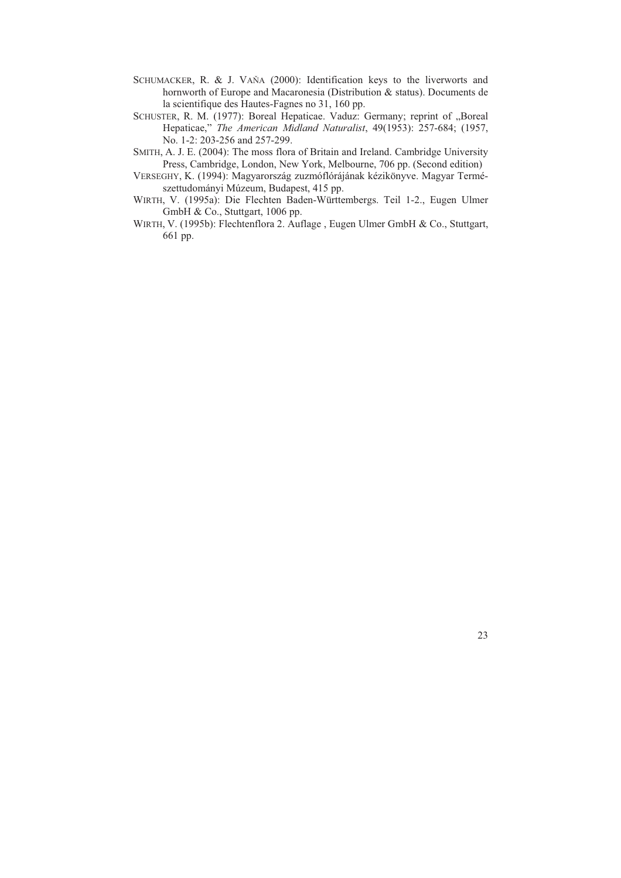SCHUMACKER, R. & J. VAŇA (2000): Identification keys to the liverworts and hornworth of Europe and Macaronesia (Distribution & status). Documents de la scientifique des Hautes-Fagnes no 31, 160 pp.

SCHUSTER, R. M. (1977): Boreal Hepaticae. Vaduz: Germany; reprint of „Boreal Hepaticae," *The American Midland Naturalist*, 49(1953): 257-684; (1957, No. 1-2: 203-256 and 257-299.

SMITH, A. J. E. (2004): The moss flora of Britain and Ireland. Cambridge University Press, Cambridge, London, New York, Melbourne, 706 pp. (Second edition)

VERSEGHY, K. (1994): Magyarország zuzmóflórájának kézikönyve. Magyar Természettudományi Múzeum, Budapest, 415 pp.

WIRTH, V. (1995a): Die Flechten Baden-Württembergs. Teil 1-2., Eugen Ulmer GmbH & Co., Stuttgart, 1006 pp.

WIRTH, V. (1995b): Flechtenflora 2. Auflage , Eugen Ulmer GmbH & Co., Stuttgart, 661 pp.